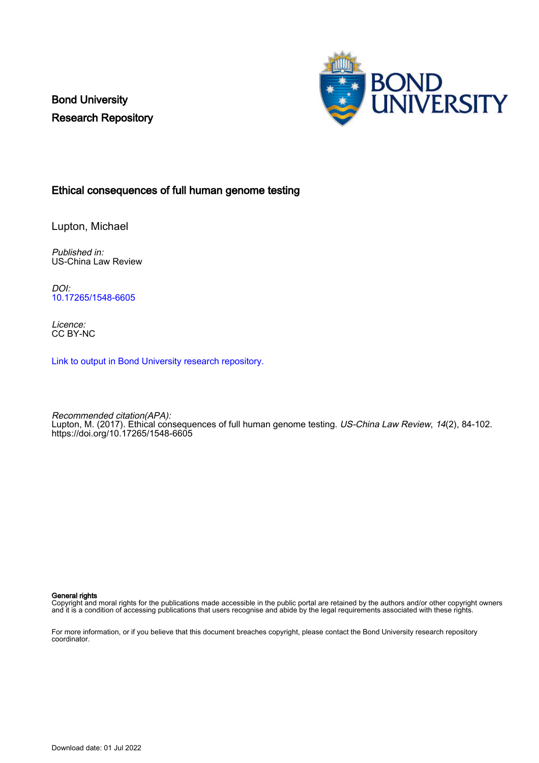Bond University
Research Repository

# Ethical consequences of full human genome testing

Lupton, Michael

*Published in:*
US-China Law Review

*DOI:*
10.17265/1548-6605

*Licence:*
CC BY-NC

Link to output in Bond University research repository.

*Recommended citation(APA):*
Lupton, M. (2017). Ethical consequences of full human genome testing. *US-China Law Review*, *14*(2), 84-102. https://doi.org/10.17265/1548-6605

**General rights**
Copyright and moral rights for the publications made accessible in the public portal are retained by the authors and/or other copyright owners and it is a condition of accessing publications that users recognise and abide by the legal requirements associated with these rights.

For more information, or if you believe that this document breaches copyright, please contact the Bond University research repository coordinator.

Download date: 01 Jul 2022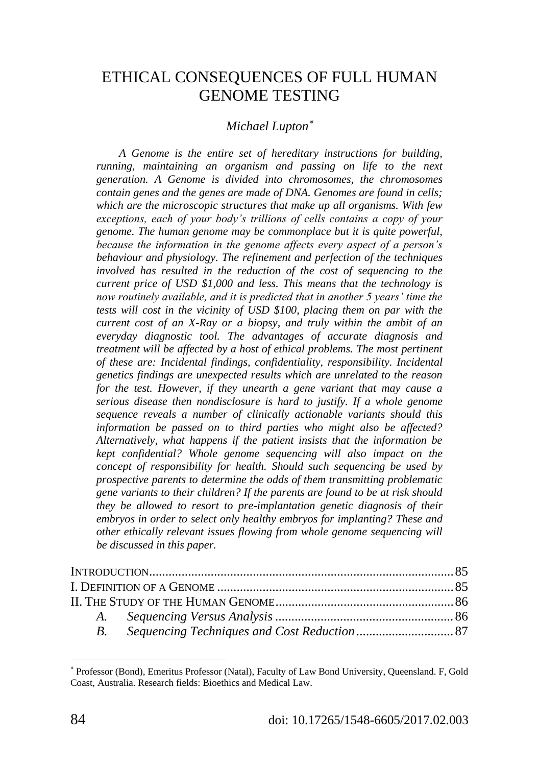# ETHICAL CONSEQUENCES OF FULL HUMAN GENOME TESTING

*Michael Lupton*[*]

*A Genome is the entire set of hereditary instructions for building, running, maintaining an organism and passing on life to the next generation. A Genome is divided into chromosomes, the chromosomes contain genes and the genes are made of DNA. Genomes are found in cells; which are the microscopic structures that make up all organisms. With few exceptions, each of your body's trillions of cells contains a copy of your genome. The human genome may be commonplace but it is quite powerful, because the information in the genome affects every aspect of a person's behaviour and physiology. The refinement and perfection of the techniques involved has resulted in the reduction of the cost of sequencing to the current price of USD $1,000 and less. This means that the technology is now routinely available, and it is predicted that in another 5 years' time the tests will cost in the vicinity of USD $100, placing them on par with the current cost of an X-Ray or a biopsy, and truly within the ambit of an everyday diagnostic tool. The advantages of accurate diagnosis and treatment will be affected by a host of ethical problems. The most pertinent of these are: Incidental findings, confidentiality, responsibility. Incidental genetics findings are unexpected results which are unrelated to the reason for the test. However, if they unearth a gene variant that may cause a serious disease then nondisclosure is hard to justify. If a whole genome sequence reveals a number of clinically actionable variants should this information be passed on to third parties who might also be affected? Alternatively, what happens if the patient insists that the information be kept confidential? Whole genome sequencing will also impact on the concept of responsibility for health. Should such sequencing be used by prospective parents to determine the odds of them transmitting problematic gene variants to their children? If the parents are found to be at risk should they be allowed to resort to pre-implantation genetic diagnosis of their embryos in order to select only healthy embryos for implanting? These and other ethically relevant issues flowing from whole genome sequencing will be discussed in this paper.*

INTRODUCTION .................................................................................. 85
I. DEFINITION OF A GENOME ............................................................. 85
II. THE STUDY OF THE HUMAN GENOME ............................................ 86
  *A. Sequencing Versus Analysis* ................................................... 86
  *B. Sequencing Techniques and Cost Reduction* ............................. 87

[*] Professor (Bond), Emeritus Professor (Natal), Faculty of Law Bond University, Queensland. F, Gold Coast, Australia. Research fields: Bioethics and Medical Law.

doi: 10.17265/1548-6605/2017.02.003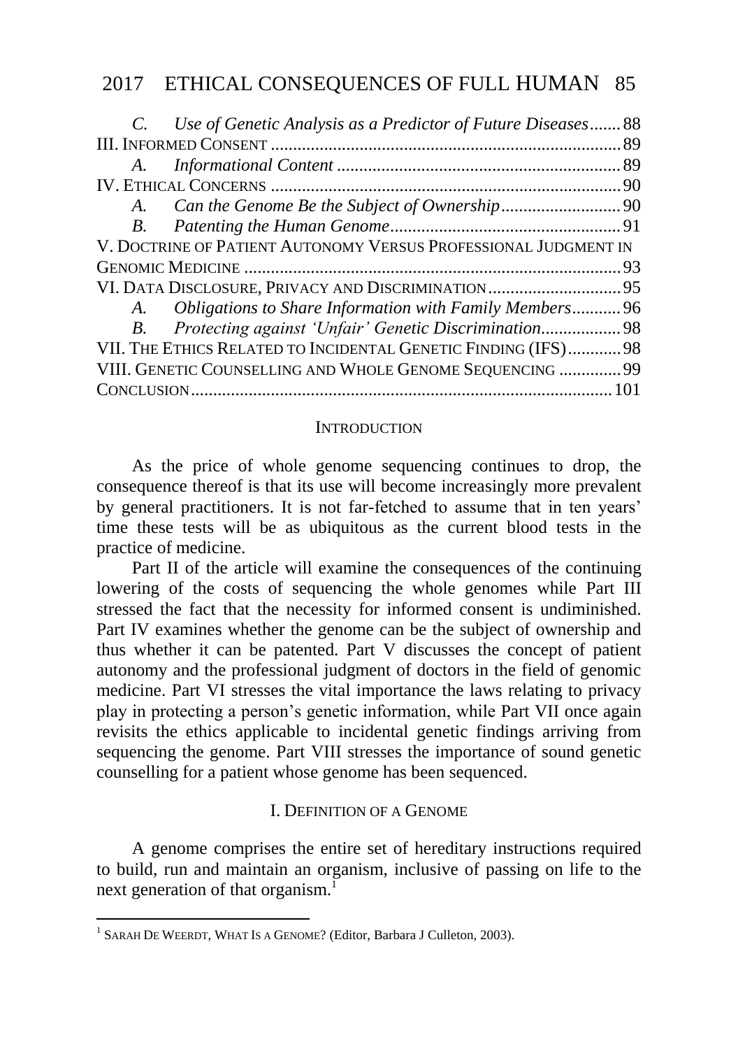C. *Use of Genetic Analysis as a Predictor of Future Diseases* ....... 88
III. INFORMED CONSENT .............................................................................. 89
A. *Informational Content* ............................................................... 89
IV. ETHICAL CONCERNS ............................................................................. 90
A. *Can the Genome Be the Subject of Ownership* .......................... 90
B. *Patenting the Human Genome* ................................................... 91
V. DOCTRINE OF PATIENT AUTONOMY VERSUS PROFESSIONAL JUDGMENT IN GENOMIC MEDICINE .................................................................................... 93
VI. DATA DISCLOSURE, PRIVACY AND DISCRIMINATION ............................. 95
A. *Obligations to Share Information with Family Members* ........... 96
B. *Protecting against 'Unfair' Genetic Discrimination* .................. 98
VII. THE ETHICS RELATED TO INCIDENTAL GENETIC FINDING (IFS) ............ 98
VIII. GENETIC COUNSELLING AND WHOLE GENOME SEQUENCING ............. 99
CONCLUSION .............................................................................................. 101

## INTRODUCTION

As the price of whole genome sequencing continues to drop, the consequence thereof is that its use will become increasingly more prevalent by general practitioners. It is not far-fetched to assume that in ten years' time these tests will be as ubiquitous as the current blood tests in the practice of medicine.

Part II of the article will examine the consequences of the continuing lowering of the costs of sequencing the whole genomes while Part III stressed the fact that the necessity for informed consent is undiminished. Part IV examines whether the genome can be the subject of ownership and thus whether it can be patented. Part V discusses the concept of patient autonomy and the professional judgment of doctors in the field of genomic medicine. Part VI stresses the vital importance the laws relating to privacy play in protecting a person's genetic information, while Part VII once again revisits the ethics applicable to incidental genetic findings arriving from sequencing the genome. Part VIII stresses the importance of sound genetic counselling for a patient whose genome has been sequenced.

## I. DEFINITION OF A GENOME

A genome comprises the entire set of hereditary instructions required to build, run and maintain an organism, inclusive of passing on life to the next generation of that organism.[1]

[1] SARAH DE WEERDT, WHAT IS A GENOME? (Editor, Barbara J Culleton, 2003).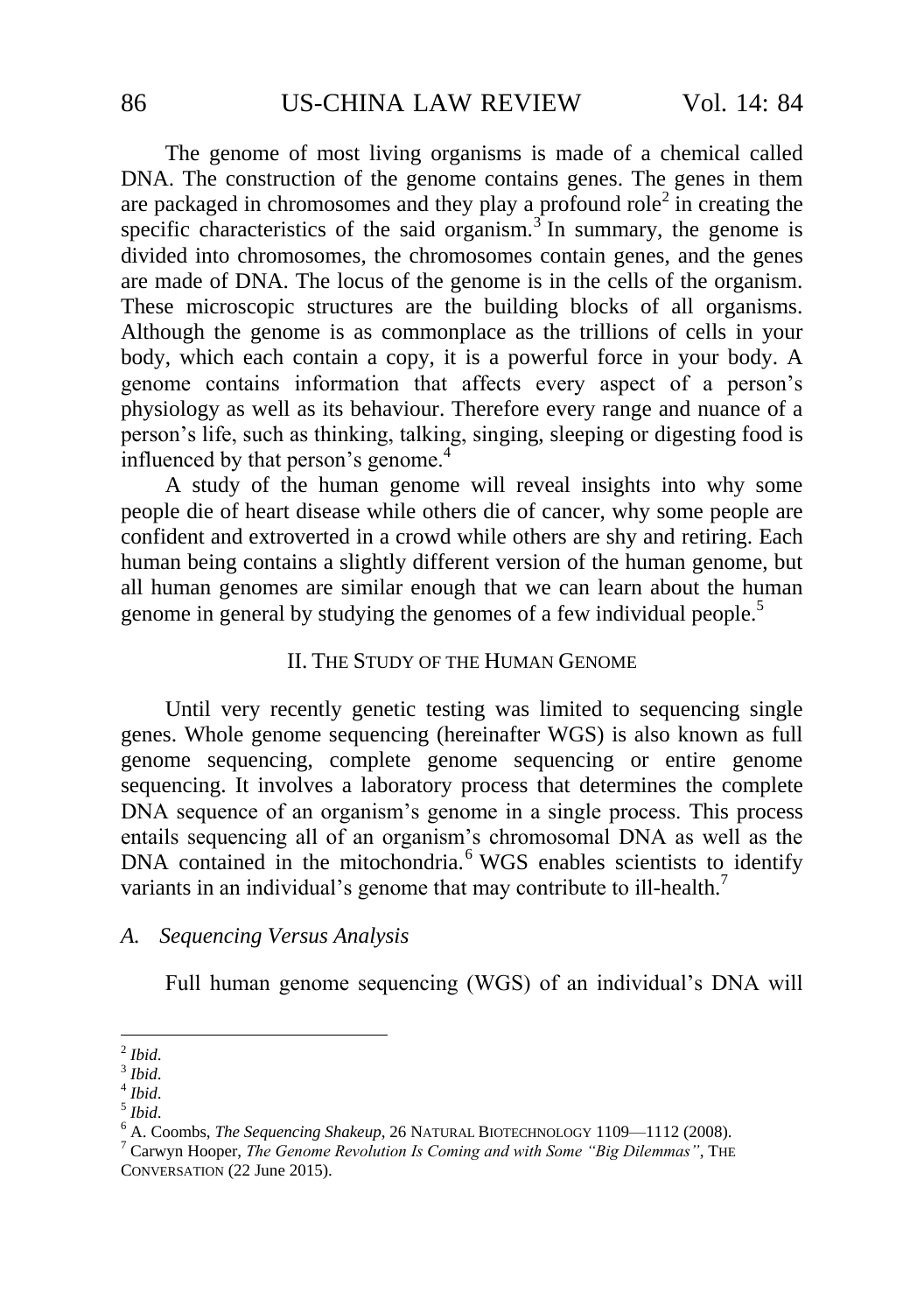The genome of most living organisms is made of a chemical called DNA. The construction of the genome contains genes. The genes in them are packaged in chromosomes and they play a profound role[2] in creating the specific characteristics of the said organism.[3] In summary, the genome is divided into chromosomes, the chromosomes contain genes, and the genes are made of DNA. The locus of the genome is in the cells of the organism. These microscopic structures are the building blocks of all organisms. Although the genome is as commonplace as the trillions of cells in your body, which each contain a copy, it is a powerful force in your body. A genome contains information that affects every aspect of a person's physiology as well as its behaviour. Therefore every range and nuance of a person's life, such as thinking, talking, singing, sleeping or digesting food is influenced by that person's genome.[4]

A study of the human genome will reveal insights into why some people die of heart disease while others die of cancer, why some people are confident and extroverted in a crowd while others are shy and retiring. Each human being contains a slightly different version of the human genome, but all human genomes are similar enough that we can learn about the human genome in general by studying the genomes of a few individual people.[5]

## II. THE STUDY OF THE HUMAN GENOME

Until very recently genetic testing was limited to sequencing single genes. Whole genome sequencing (hereinafter WGS) is also known as full genome sequencing, complete genome sequencing or entire genome sequencing. It involves a laboratory process that determines the complete DNA sequence of an organism's genome in a single process. This process entails sequencing all of an organism's chromosomal DNA as well as the DNA contained in the mitochondria.[6] WGS enables scientists to identify variants in an individual's genome that may contribute to ill-health.[7]

### *A. Sequencing Versus Analysis*

Full human genome sequencing (WGS) of an individual's DNA will

---

[2] *Ibid*.

[3] *Ibid*.

[4] *Ibid*.

[5] *Ibid*.

[6] A. Coombs, *The Sequencing Shakeup*, 26 NATURAL BIOTECHNOLOGY 1109—1112 (2008).

[7] Carwyn Hooper, *The Genome Revolution Is Coming and with Some "Big Dilemmas"*, THE CONVERSATION (22 June 2015).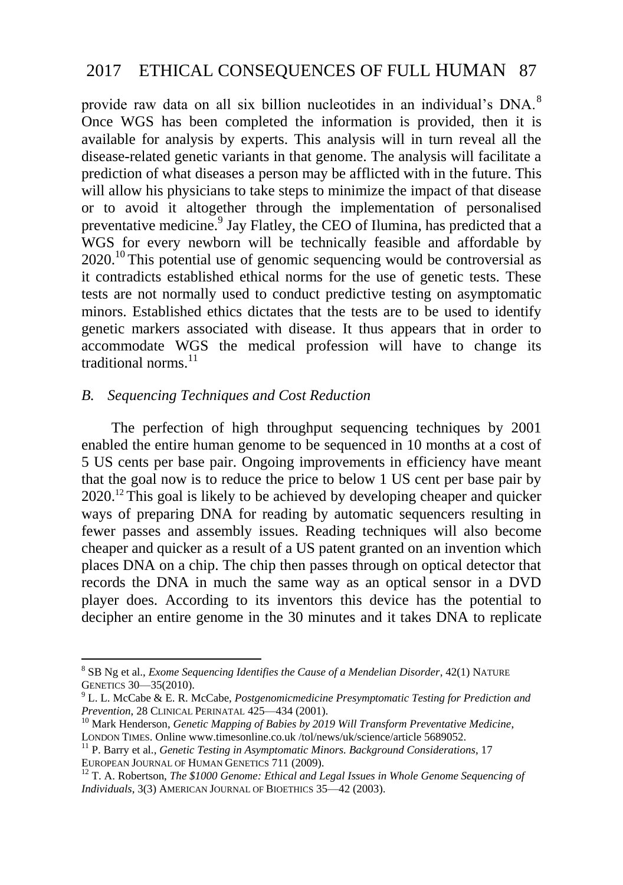provide raw data on all six billion nucleotides in an individual's DNA.[8] Once WGS has been completed the information is provided, then it is available for analysis by experts. This analysis will in turn reveal all the disease-related genetic variants in that genome. The analysis will facilitate a prediction of what diseases a person may be afflicted with in the future. This will allow his physicians to take steps to minimize the impact of that disease or to avoid it altogether through the implementation of personalised preventative medicine.[9] Jay Flatley, the CEO of Ilumina, has predicted that a WGS for every newborn will be technically feasible and affordable by 2020.[10] This potential use of genomic sequencing would be controversial as it contradicts established ethical norms for the use of genetic tests. These tests are not normally used to conduct predictive testing on asymptomatic minors. Established ethics dictates that the tests are to be used to identify genetic markers associated with disease. It thus appears that in order to accommodate WGS the medical profession will have to change its traditional norms.[11]

### *B. Sequencing Techniques and Cost Reduction*

The perfection of high throughput sequencing techniques by 2001 enabled the entire human genome to be sequenced in 10 months at a cost of 5 US cents per base pair. Ongoing improvements in efficiency have meant that the goal now is to reduce the price to below 1 US cent per base pair by 2020.[12] This goal is likely to be achieved by developing cheaper and quicker ways of preparing DNA for reading by automatic sequencers resulting in fewer passes and assembly issues. Reading techniques will also become cheaper and quicker as a result of a US patent granted on an invention which places DNA on a chip. The chip then passes through on optical detector that records the DNA in much the same way as an optical sensor in a DVD player does. According to its inventors this device has the potential to decipher an entire genome in the 30 minutes and it takes DNA to replicate

---

[8] SB Ng et al., *Exome Sequencing Identifies the Cause of a Mendelian Disorder*, 42(1) NATURE GENETICS 30—35(2010).

[9] L. L. McCabe & E. R. McCabe, *Postgenomicmedicine Presymptomatic Testing for Prediction and Prevention*, 28 CLINICAL PERINATAL 425—434 (2001).

[10] Mark Henderson, *Genetic Mapping of Babies by 2019 Will Transform Preventative Medicine*, LONDON TIMES. Online www.timesonline.co.uk /tol/news/uk/science/article 5689052.

[11] P. Barry et al., *Genetic Testing in Asymptomatic Minors. Background Considerations*, 17 EUROPEAN JOURNAL OF HUMAN GENETICS 711 (2009).

[12] T. A. Robertson, *The $1000 Genome: Ethical and Legal Issues in Whole Genome Sequencing of Individuals*, 3(3) AMERICAN JOURNAL OF BIOETHICS 35—42 (2003).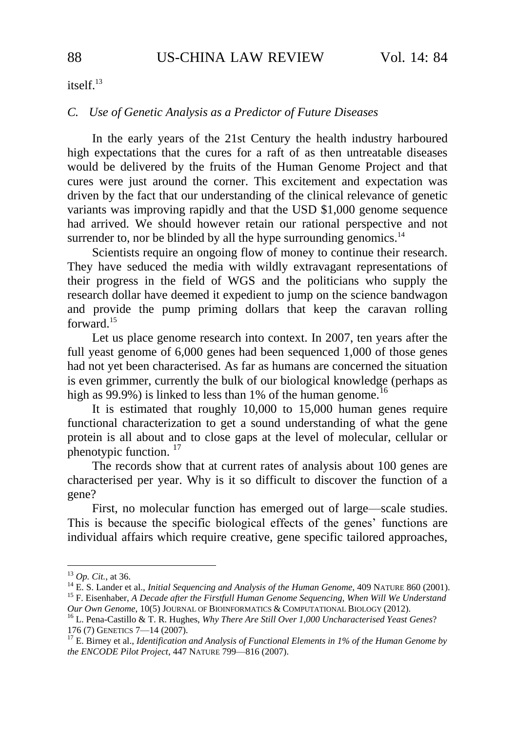itself.[13]

### *C. Use of Genetic Analysis as a Predictor of Future Diseases*

In the early years of the 21st Century the health industry harboured high expectations that the cures for a raft of as then untreatable diseases would be delivered by the fruits of the Human Genome Project and that cures were just around the corner. This excitement and expectation was driven by the fact that our understanding of the clinical relevance of genetic variants was improving rapidly and that the USD $1,000 genome sequence had arrived. We should however retain our rational perspective and not surrender to, nor be blinded by all the hype surrounding genomics.[14]

Scientists require an ongoing flow of money to continue their research. They have seduced the media with wildly extravagant representations of their progress in the field of WGS and the politicians who supply the research dollar have deemed it expedient to jump on the science bandwagon and provide the pump priming dollars that keep the caravan rolling forward.[15]

Let us place genome research into context. In 2007, ten years after the full yeast genome of 6,000 genes had been sequenced 1,000 of those genes had not yet been characterised. As far as humans are concerned the situation is even grimmer, currently the bulk of our biological knowledge (perhaps as high as 99.9%) is linked to less than 1% of the human genome.[16]

It is estimated that roughly 10,000 to 15,000 human genes require functional characterization to get a sound understanding of what the gene protein is all about and to close gaps at the level of molecular, cellular or phenotypic function. [17]

The records show that at current rates of analysis about 100 genes are characterised per year. Why is it so difficult to discover the function of a gene?

First, no molecular function has emerged out of large—scale studies. This is because the specific biological effects of the genes' functions are individual affairs which require creative, gene specific tailored approaches,

---

[13] *Op. Cit.*, at 36.

[14] E. S. Lander et al., *Initial Sequencing and Analysis of the Human Genome*, 409 NATURE 860 (2001).

[15] F. Eisenhaber, *A Decade after the Firstfull Human Genome Sequencing, When Will We Understand Our Own Genome*, 10(5) JOURNAL OF BIOINFORMATICS & COMPUTATIONAL BIOLOGY (2012).

[16] L. Pena-Castillo & T. R. Hughes, *Why There Are Still Over 1,000 Uncharacterised Yeast Genes*? 176 (7) GENETICS 7—14 (2007).

[17] E. Birney et al., *Identification and Analysis of Functional Elements in 1% of the Human Genome by the ENCODE Pilot Project*, 447 NATURE 799—816 (2007).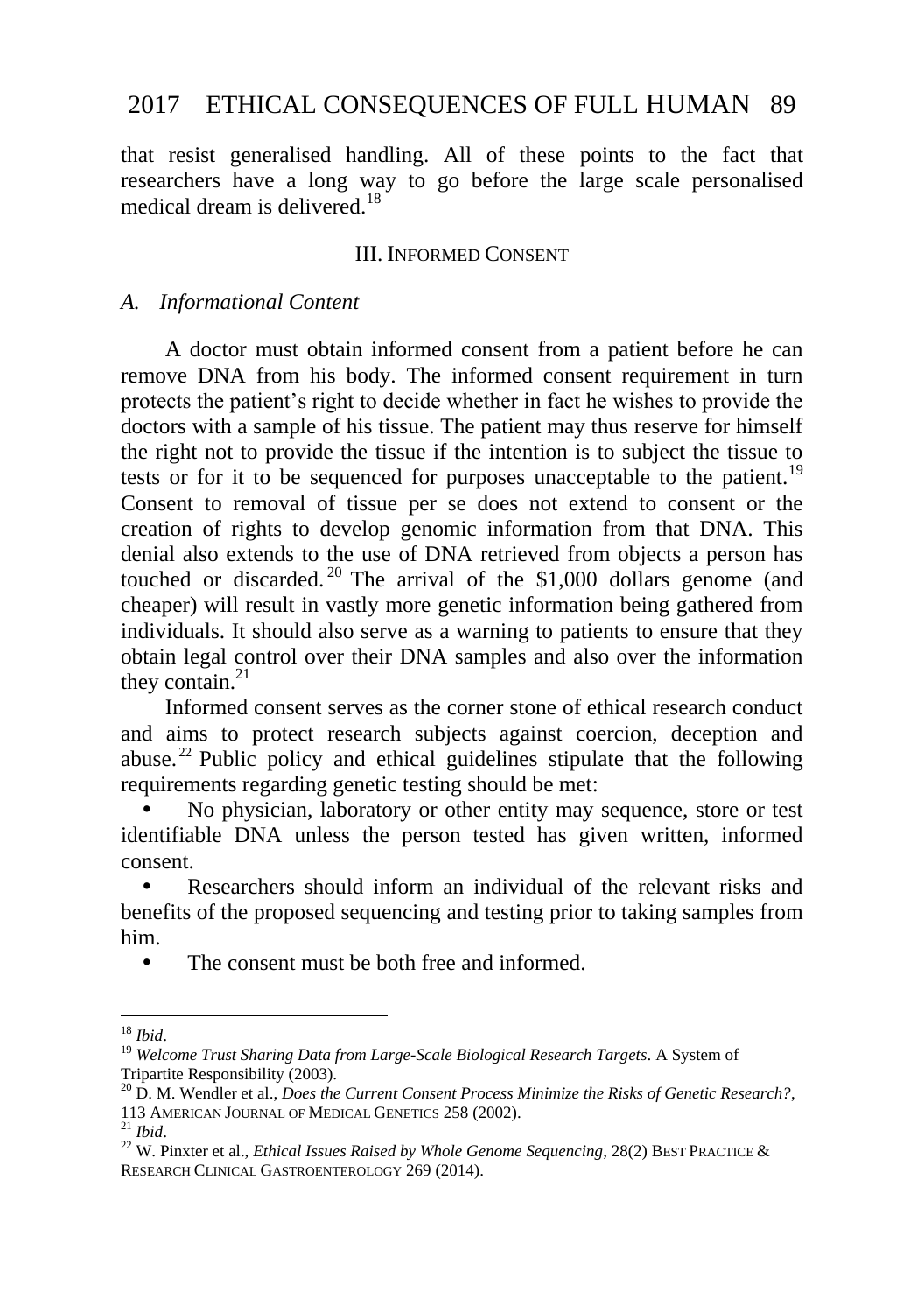that resist generalised handling. All of these points to the fact that researchers have a long way to go before the large scale personalised medical dream is delivered.[18]

## III. Informed Consent

### *A. Informational Content*

A doctor must obtain informed consent from a patient before he can remove DNA from his body. The informed consent requirement in turn protects the patient's right to decide whether in fact he wishes to provide the doctors with a sample of his tissue. The patient may thus reserve for himself the right not to provide the tissue if the intention is to subject the tissue to tests or for it to be sequenced for purposes unacceptable to the patient.[19] Consent to removal of tissue per se does not extend to consent or the creation of rights to develop genomic information from that DNA. This denial also extends to the use of DNA retrieved from objects a person has touched or discarded.[20] The arrival of the $1,000 dollars genome (and cheaper) will result in vastly more genetic information being gathered from individuals. It should also serve as a warning to patients to ensure that they obtain legal control over their DNA samples and also over the information they contain.[21]

Informed consent serves as the corner stone of ethical research conduct and aims to protect research subjects against coercion, deception and abuse.[22] Public policy and ethical guidelines stipulate that the following requirements regarding genetic testing should be met:

- No physician, laboratory or other entity may sequence, store or test identifiable DNA unless the person tested has given written, informed consent.
- Researchers should inform an individual of the relevant risks and benefits of the proposed sequencing and testing prior to taking samples from him.
- The consent must be both free and informed.

---

[18] *Ibid*.

[19] *Welcome Trust Sharing Data from Large-Scale Biological Research Targets*. A System of Tripartite Responsibility (2003).

[20] D. M. Wendler et al., *Does the Current Consent Process Minimize the Risks of Genetic Research?*, 113 American Journal of Medical Genetics 258 (2002).

[21] *Ibid*.

[22] W. Pinxter et al., *Ethical Issues Raised by Whole Genome Sequencing*, 28(2) Best Practice & Research Clinical Gastroenterology 269 (2014).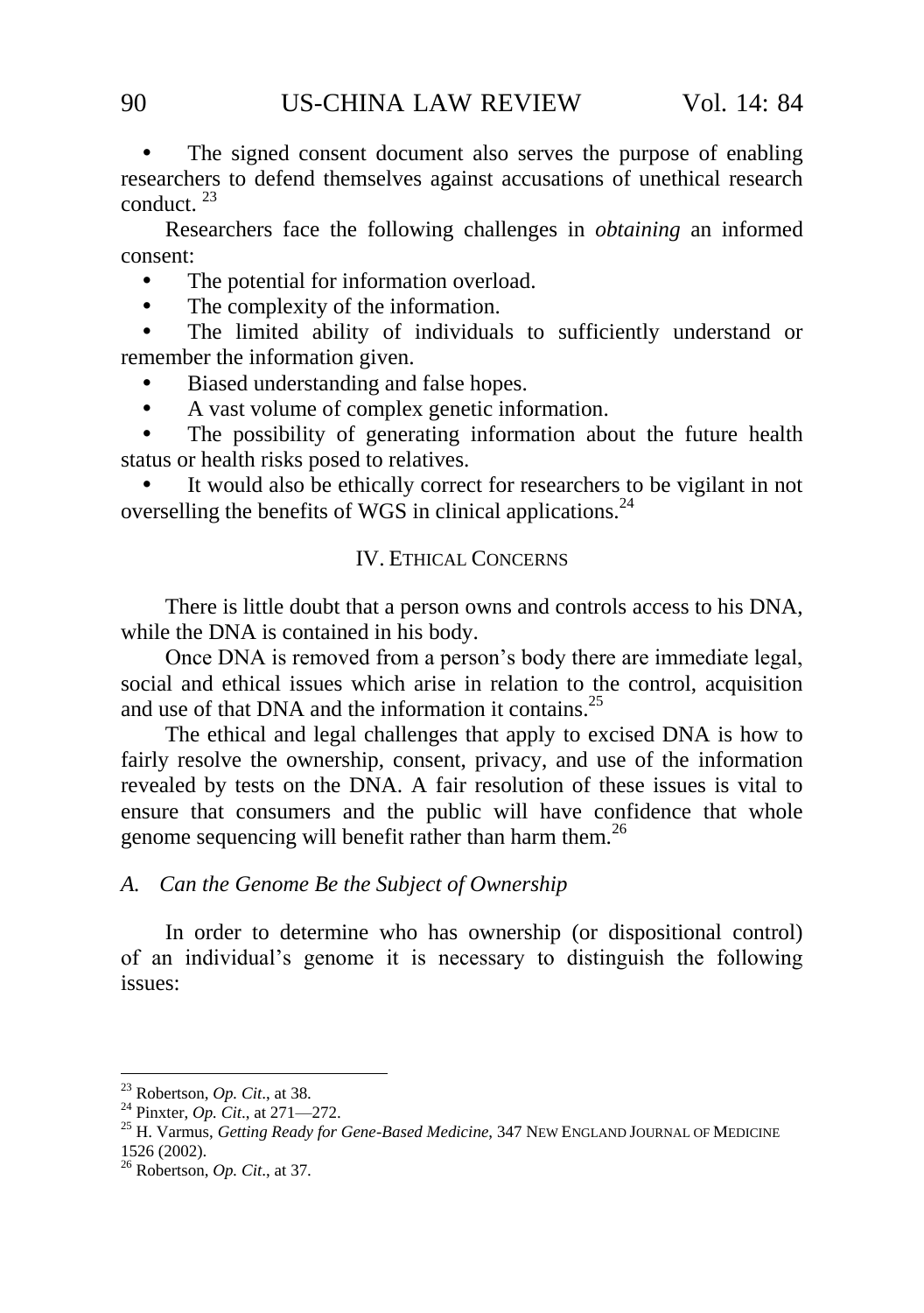- The signed consent document also serves the purpose of enabling researchers to defend themselves against accusations of unethical research conduct. [23]

Researchers face the following challenges in *obtaining* an informed consent:

- The potential for information overload.
- The complexity of the information.
- The limited ability of individuals to sufficiently understand or remember the information given.
- Biased understanding and false hopes.
- A vast volume of complex genetic information.
- The possibility of generating information about the future health status or health risks posed to relatives.
- It would also be ethically correct for researchers to be vigilant in not overselling the benefits of WGS in clinical applications.[24]

## IV. Ethical Concerns

There is little doubt that a person owns and controls access to his DNA, while the DNA is contained in his body.

Once DNA is removed from a person's body there are immediate legal, social and ethical issues which arise in relation to the control, acquisition and use of that DNA and the information it contains.[25]

The ethical and legal challenges that apply to excised DNA is how to fairly resolve the ownership, consent, privacy, and use of the information revealed by tests on the DNA. A fair resolution of these issues is vital to ensure that consumers and the public will have confidence that whole genome sequencing will benefit rather than harm them.[26]

### *A. Can the Genome Be the Subject of Ownership*

In order to determine who has ownership (or dispositional control) of an individual's genome it is necessary to distinguish the following issues:

---

[23] Robertson, *Op. Cit*., at 38.

[24] Pinxter, *Op. Cit*., at 271—272.

[25] H. Varmus, *Getting Ready for Gene-Based Medicine*, 347 NEW ENGLAND JOURNAL OF MEDICINE 1526 (2002).

[26] Robertson, *Op. Cit*., at 37.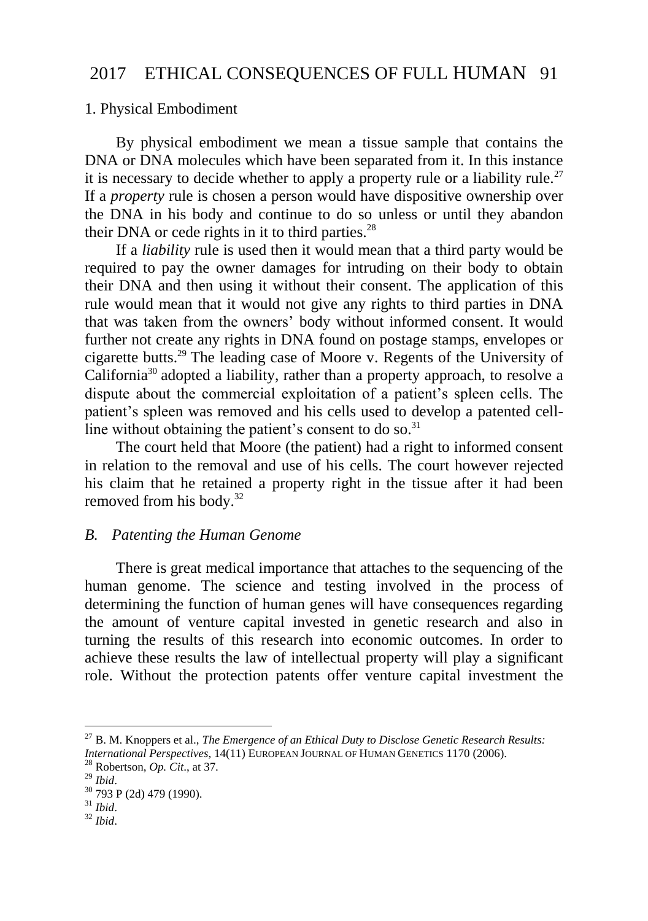### 1. Physical Embodiment

By physical embodiment we mean a tissue sample that contains the DNA or DNA molecules which have been separated from it. In this instance it is necessary to decide whether to apply a property rule or a liability rule.[27] If a *property* rule is chosen a person would have dispositive ownership over the DNA in his body and continue to do so unless or until they abandon their DNA or cede rights in it to third parties.[28]

If a *liability* rule is used then it would mean that a third party would be required to pay the owner damages for intruding on their body to obtain their DNA and then using it without their consent. The application of this rule would mean that it would not give any rights to third parties in DNA that was taken from the owners' body without informed consent. It would further not create any rights in DNA found on postage stamps, envelopes or cigarette butts.[29] The leading case of Moore v. Regents of the University of California[30] adopted a liability, rather than a property approach, to resolve a dispute about the commercial exploitation of a patient's spleen cells. The patient's spleen was removed and his cells used to develop a patented cell-line without obtaining the patient's consent to do so.[31]

The court held that Moore (the patient) had a right to informed consent in relation to the removal and use of his cells. The court however rejected his claim that he retained a property right in the tissue after it had been removed from his body.[32]

## *B. Patenting the Human Genome*

There is great medical importance that attaches to the sequencing of the human genome. The science and testing involved in the process of determining the function of human genes will have consequences regarding the amount of venture capital invested in genetic research and also in turning the results of this research into economic outcomes. In order to achieve these results the law of intellectual property will play a significant role. Without the protection patents offer venture capital investment the

---

[27] B. M. Knoppers et al., *The Emergence of an Ethical Duty to Disclose Genetic Research Results: International Perspectives*, 14(11) EUROPEAN JOURNAL OF HUMAN GENETICS 1170 (2006).

[28] Robertson, *Op. Cit*., at 37.

[29] *Ibid*.

[30] 793 P (2d) 479 (1990).

[31] *Ibid*.

[32] *Ibid*.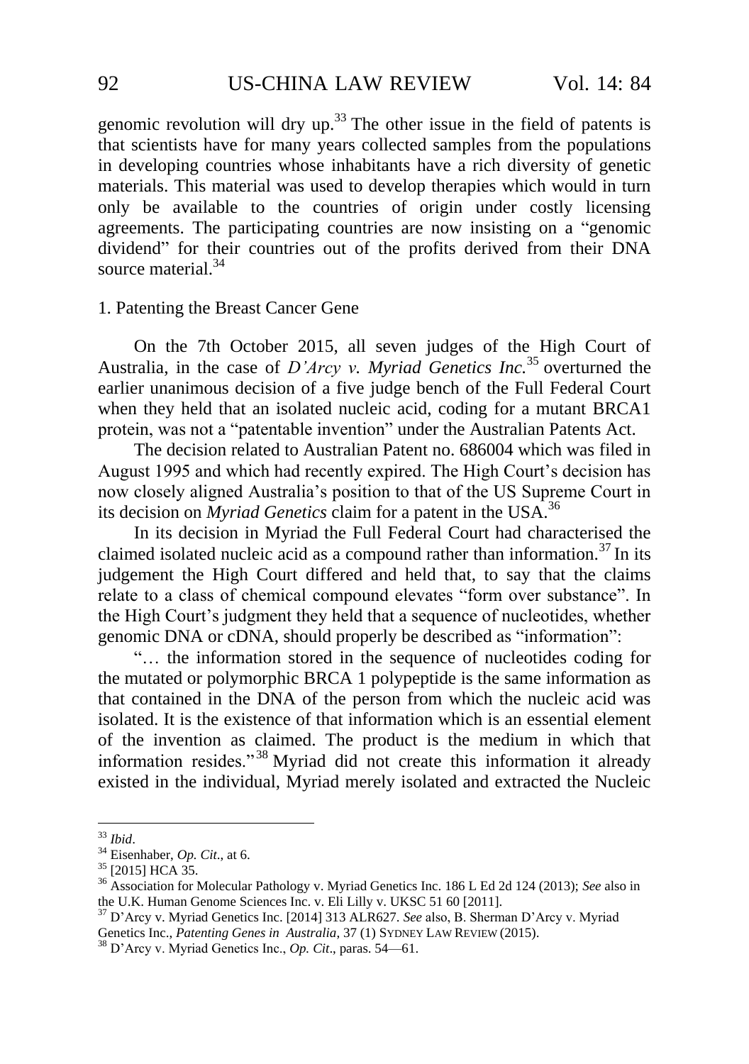genomic revolution will dry up.[33] The other issue in the field of patents is that scientists have for many years collected samples from the populations in developing countries whose inhabitants have a rich diversity of genetic materials. This material was used to develop therapies which would in turn only be available to the countries of origin under costly licensing agreements. The participating countries are now insisting on a "genomic dividend" for their countries out of the profits derived from their DNA source material.[34]

1. Patenting the Breast Cancer Gene

On the 7th October 2015, all seven judges of the High Court of Australia, in the case of *D'Arcy v. Myriad Genetics Inc.*[35] overturned the earlier unanimous decision of a five judge bench of the Full Federal Court when they held that an isolated nucleic acid, coding for a mutant BRCA1 protein, was not a "patentable invention" under the Australian Patents Act.

The decision related to Australian Patent no. 686004 which was filed in August 1995 and which had recently expired. The High Court's decision has now closely aligned Australia's position to that of the US Supreme Court in its decision on *Myriad Genetics* claim for a patent in the USA.[36]

In its decision in Myriad the Full Federal Court had characterised the claimed isolated nucleic acid as a compound rather than information.[37] In its judgement the High Court differed and held that, to say that the claims relate to a class of chemical compound elevates "form over substance". In the High Court's judgment they held that a sequence of nucleotides, whether genomic DNA or cDNA, should properly be described as "information":

"… the information stored in the sequence of nucleotides coding for the mutated or polymorphic BRCA 1 polypeptide is the same information as that contained in the DNA of the person from which the nucleic acid was isolated. It is the existence of that information which is an essential element of the invention as claimed. The product is the medium in which that information resides."[38] Myriad did not create this information it already existed in the individual, Myriad merely isolated and extracted the Nucleic

---

[33] *Ibid*.

[34] Eisenhaber, *Op. Cit*., at 6.

[35] [2015] HCA 35.

[36] Association for Molecular Pathology v. Myriad Genetics Inc. 186 L Ed 2d 124 (2013); *See* also in the U.K. Human Genome Sciences Inc. v. Eli Lilly v. UKSC 51 60 [2011].

[37] D'Arcy v. Myriad Genetics Inc. [2014] 313 ALR627. *See* also, B. Sherman D'Arcy v. Myriad Genetics Inc., *Patenting Genes in Australia*, 37 (1) SYDNEY LAW REVIEW (2015).

[38] D'Arcy v. Myriad Genetics Inc., *Op. Cit*., paras. 54—61.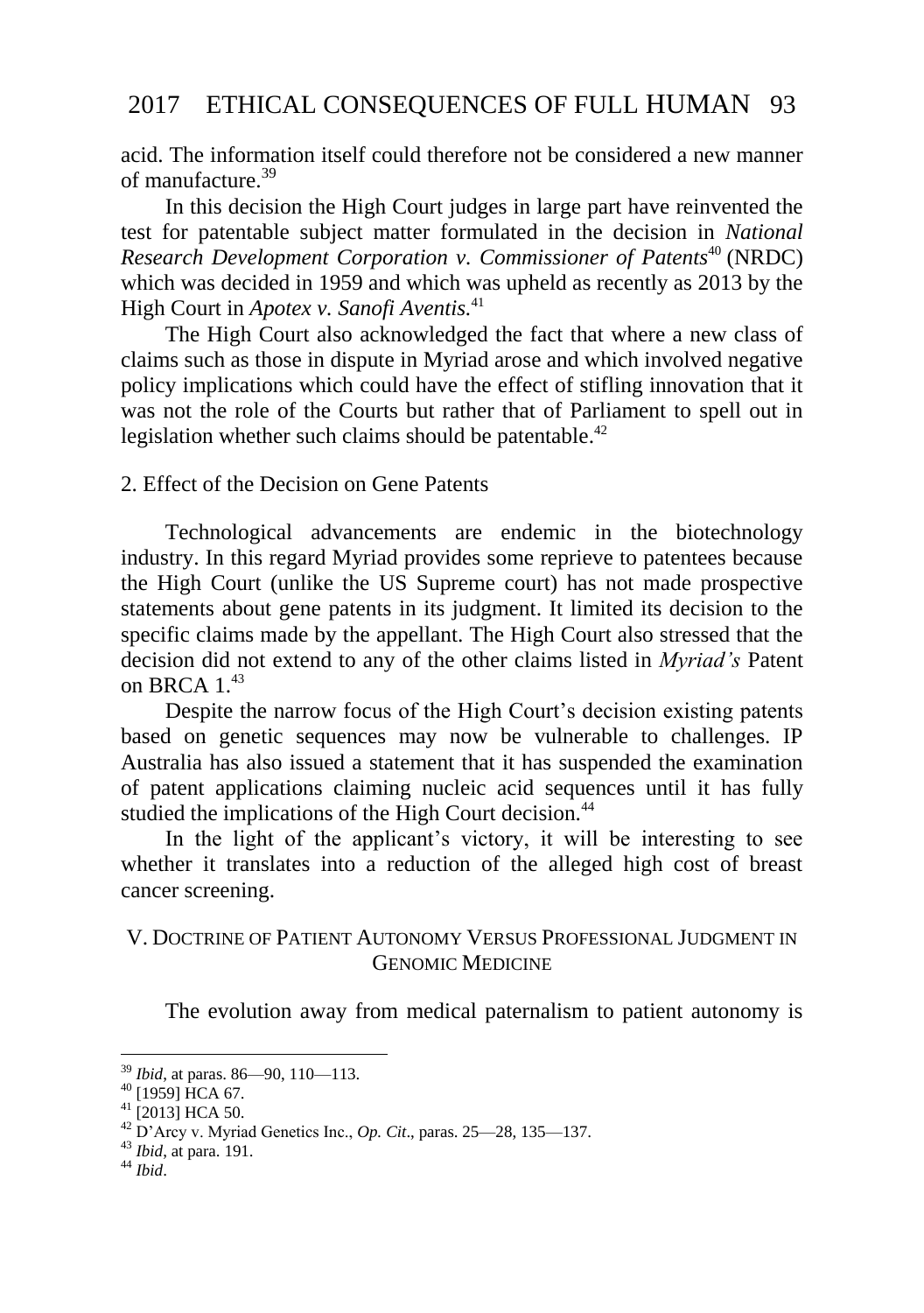acid. The information itself could therefore not be considered a new manner of manufacture.[39]

In this decision the High Court judges in large part have reinvented the test for patentable subject matter formulated in the decision in *National Research Development Corporation v. Commissioner of Patents*[40] (NRDC) which was decided in 1959 and which was upheld as recently as 2013 by the High Court in *Apotex v. Sanofi Aventis.*[41]

The High Court also acknowledged the fact that where a new class of claims such as those in dispute in Myriad arose and which involved negative policy implications which could have the effect of stifling innovation that it was not the role of the Courts but rather that of Parliament to spell out in legislation whether such claims should be patentable.[42]

### 2. Effect of the Decision on Gene Patents

Technological advancements are endemic in the biotechnology industry. In this regard Myriad provides some reprieve to patentees because the High Court (unlike the US Supreme court) has not made prospective statements about gene patents in its judgment. It limited its decision to the specific claims made by the appellant. The High Court also stressed that the decision did not extend to any of the other claims listed in *Myriad's* Patent on BRCA 1.[43]

Despite the narrow focus of the High Court's decision existing patents based on genetic sequences may now be vulnerable to challenges. IP Australia has also issued a statement that it has suspended the examination of patent applications claiming nucleic acid sequences until it has fully studied the implications of the High Court decision.[44]

In the light of the applicant's victory, it will be interesting to see whether it translates into a reduction of the alleged high cost of breast cancer screening.

## V. Doctrine of Patient Autonomy Versus Professional Judgment in Genomic Medicine

The evolution away from medical paternalism to patient autonomy is

---

[39] *Ibid*, at paras. 86—90, 110—113.

[40] [1959] HCA 67.

[41] [2013] HCA 50.

[42] D'Arcy v. Myriad Genetics Inc., *Op. Cit*., paras. 25—28, 135—137.

[43] *Ibid*, at para. 191.

[44] *Ibid*.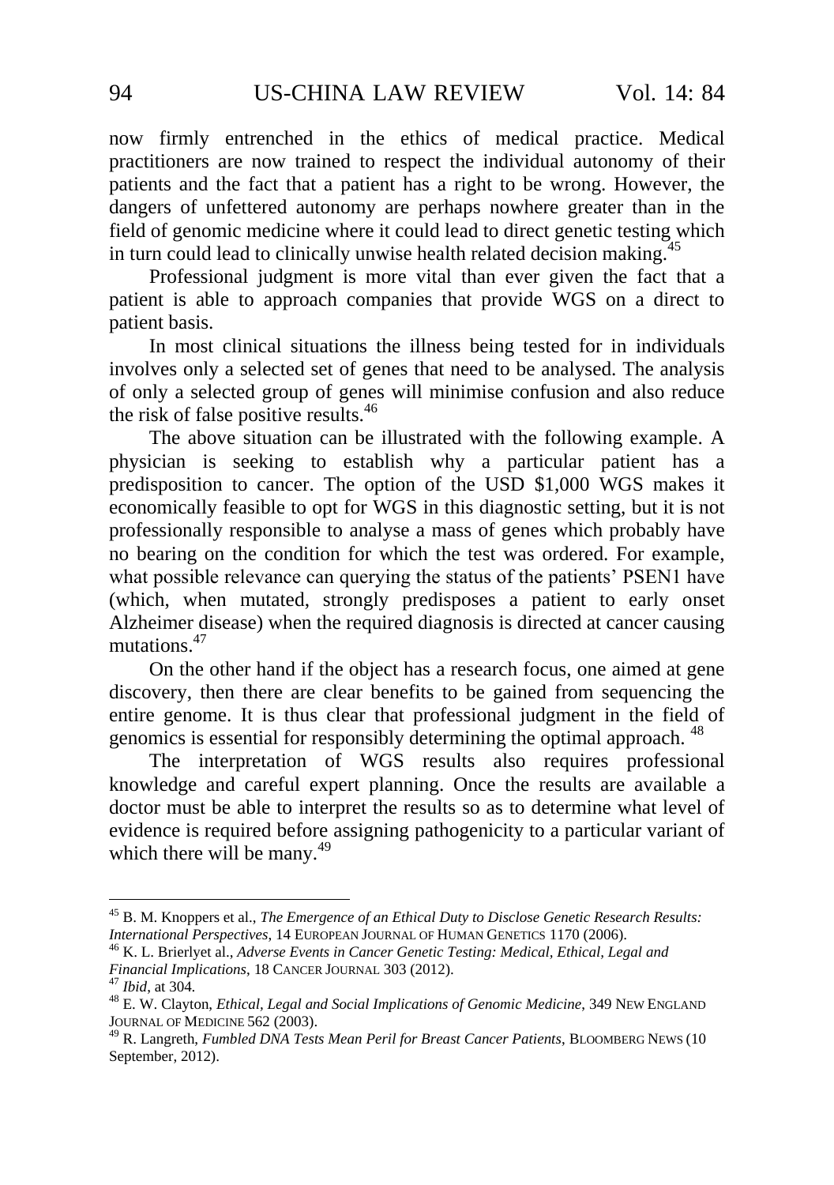now firmly entrenched in the ethics of medical practice. Medical practitioners are now trained to respect the individual autonomy of their patients and the fact that a patient has a right to be wrong. However, the dangers of unfettered autonomy are perhaps nowhere greater than in the field of genomic medicine where it could lead to direct genetic testing which in turn could lead to clinically unwise health related decision making.[45]

Professional judgment is more vital than ever given the fact that a patient is able to approach companies that provide WGS on a direct to patient basis.

In most clinical situations the illness being tested for in individuals involves only a selected set of genes that need to be analysed. The analysis of only a selected group of genes will minimise confusion and also reduce the risk of false positive results.[46]

The above situation can be illustrated with the following example. A physician is seeking to establish why a particular patient has a predisposition to cancer. The option of the USD $1,000 WGS makes it economically feasible to opt for WGS in this diagnostic setting, but it is not professionally responsible to analyse a mass of genes which probably have no bearing on the condition for which the test was ordered. For example, what possible relevance can querying the status of the patients' PSEN1 have (which, when mutated, strongly predisposes a patient to early onset Alzheimer disease) when the required diagnosis is directed at cancer causing mutations.[47]

On the other hand if the object has a research focus, one aimed at gene discovery, then there are clear benefits to be gained from sequencing the entire genome. It is thus clear that professional judgment in the field of genomics is essential for responsibly determining the optimal approach.[48]

The interpretation of WGS results also requires professional knowledge and careful expert planning. Once the results are available a doctor must be able to interpret the results so as to determine what level of evidence is required before assigning pathogenicity to a particular variant of which there will be many.[49]

---

[45] B. M. Knoppers et al., *The Emergence of an Ethical Duty to Disclose Genetic Research Results: International Perspectives*, 14 EUROPEAN JOURNAL OF HUMAN GENETICS 1170 (2006).

[46] K. L. Brierlyet al., *Adverse Events in Cancer Genetic Testing: Medical, Ethical, Legal and Financial Implications*, 18 CANCER JOURNAL 303 (2012).

[47] *Ibid*, at 304.

[48] E. W. Clayton, *Ethical, Legal and Social Implications of Genomic Medicine*, 349 NEW ENGLAND JOURNAL OF MEDICINE 562 (2003).

[49] R. Langreth, *Fumbled DNA Tests Mean Peril for Breast Cancer Patients*, BLOOMBERG NEWS (10 September, 2012).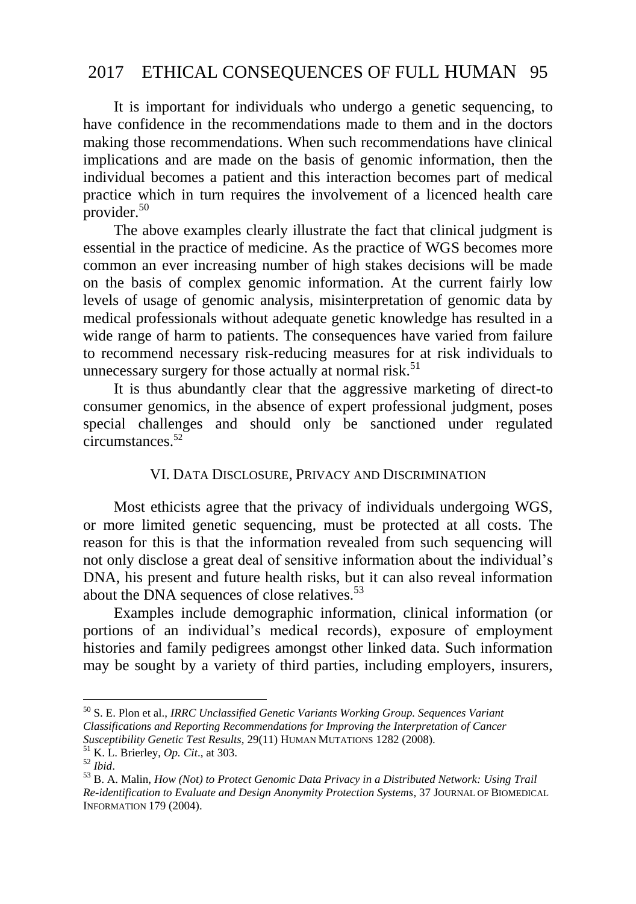It is important for individuals who undergo a genetic sequencing, to have confidence in the recommendations made to them and in the doctors making those recommendations. When such recommendations have clinical implications and are made on the basis of genomic information, then the individual becomes a patient and this interaction becomes part of medical practice which in turn requires the involvement of a licenced health care provider.[50]

The above examples clearly illustrate the fact that clinical judgment is essential in the practice of medicine. As the practice of WGS becomes more common an ever increasing number of high stakes decisions will be made on the basis of complex genomic information. At the current fairly low levels of usage of genomic analysis, misinterpretation of genomic data by medical professionals without adequate genetic knowledge has resulted in a wide range of harm to patients. The consequences have varied from failure to recommend necessary risk-reducing measures for at risk individuals to unnecessary surgery for those actually at normal risk.[51]

It is thus abundantly clear that the aggressive marketing of direct-to consumer genomics, in the absence of expert professional judgment, poses special challenges and should only be sanctioned under regulated circumstances.[52]

## VI. DATA DISCLOSURE, PRIVACY AND DISCRIMINATION

Most ethicists agree that the privacy of individuals undergoing WGS, or more limited genetic sequencing, must be protected at all costs. The reason for this is that the information revealed from such sequencing will not only disclose a great deal of sensitive information about the individual's DNA, his present and future health risks, but it can also reveal information about the DNA sequences of close relatives.[53]

Examples include demographic information, clinical information (or portions of an individual's medical records), exposure of employment histories and family pedigrees amongst other linked data. Such information may be sought by a variety of third parties, including employers, insurers,

---

[50] S. E. Plon et al., *IRRC Unclassified Genetic Variants Working Group. Sequences Variant Classifications and Reporting Recommendations for Improving the Interpretation of Cancer Susceptibility Genetic Test Results*, 29(11) HUMAN MUTATIONS 1282 (2008).

[51] K. L. Brierley, *Op. Cit*., at 303.

[52] *Ibid*.

[53] B. A. Malin, *How (Not) to Protect Genomic Data Privacy in a Distributed Network: Using Trail Re-identification to Evaluate and Design Anonymity Protection Systems*, 37 JOURNAL OF BIOMEDICAL INFORMATION 179 (2004).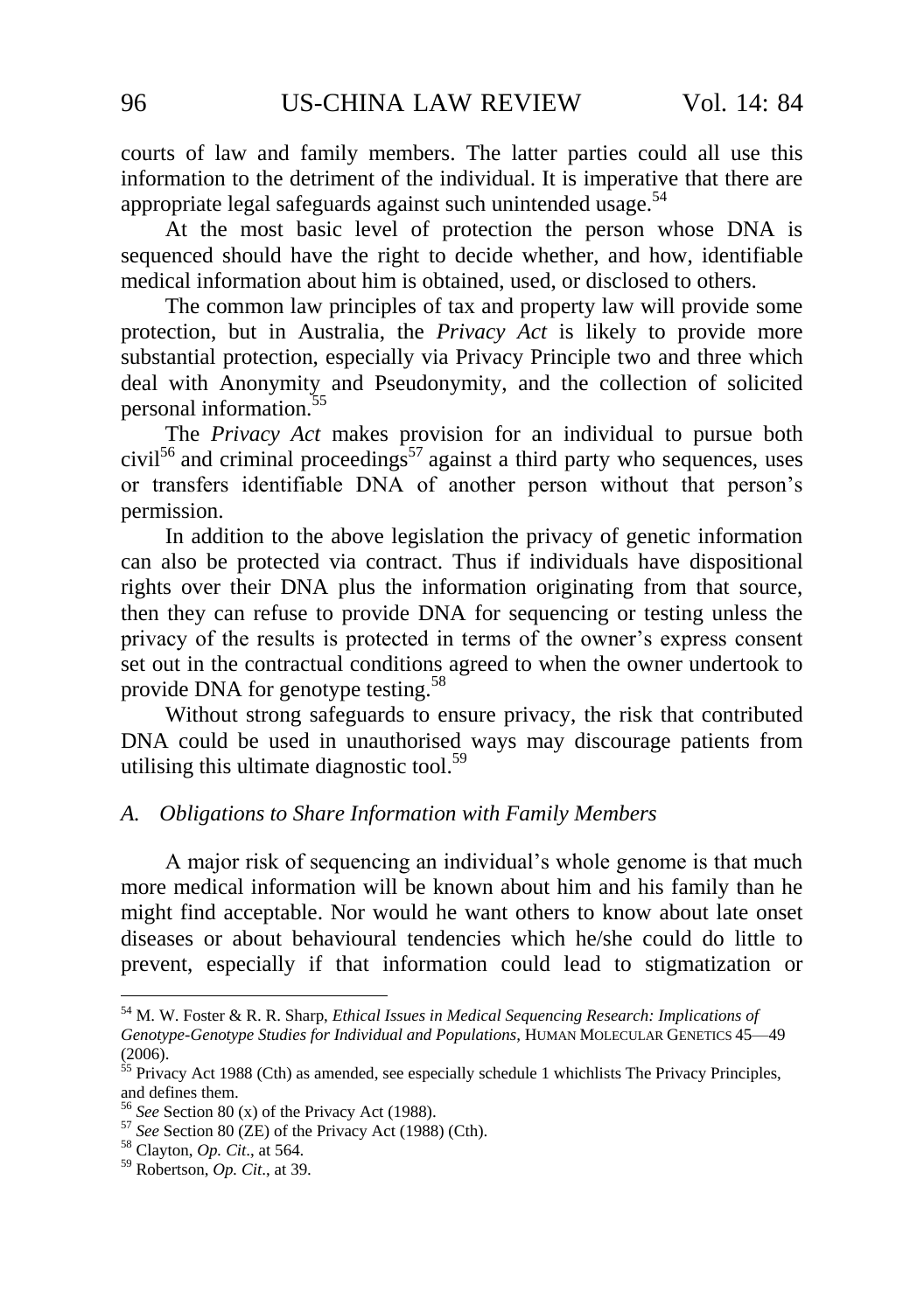courts of law and family members. The latter parties could all use this information to the detriment of the individual. It is imperative that there are appropriate legal safeguards against such unintended usage.[54]

At the most basic level of protection the person whose DNA is sequenced should have the right to decide whether, and how, identifiable medical information about him is obtained, used, or disclosed to others.

The common law principles of tax and property law will provide some protection, but in Australia, the *Privacy Act* is likely to provide more substantial protection, especially via Privacy Principle two and three which deal with Anonymity and Pseudonymity, and the collection of solicited personal information.[55]

The *Privacy Act* makes provision for an individual to pursue both civil[56] and criminal proceedings[57] against a third party who sequences, uses or transfers identifiable DNA of another person without that person's permission.

In addition to the above legislation the privacy of genetic information can also be protected via contract. Thus if individuals have dispositional rights over their DNA plus the information originating from that source, then they can refuse to provide DNA for sequencing or testing unless the privacy of the results is protected in terms of the owner's express consent set out in the contractual conditions agreed to when the owner undertook to provide DNA for genotype testing.[58]

Without strong safeguards to ensure privacy, the risk that contributed DNA could be used in unauthorised ways may discourage patients from utilising this ultimate diagnostic tool.[59]

### *A. Obligations to Share Information with Family Members*

A major risk of sequencing an individual's whole genome is that much more medical information will be known about him and his family than he might find acceptable. Nor would he want others to know about late onset diseases or about behavioural tendencies which he/she could do little to prevent, especially if that information could lead to stigmatization or

---

[54] M. W. Foster & R. R. Sharp, *Ethical Issues in Medical Sequencing Research: Implications of Genotype-Genotype Studies for Individual and Populations*, HUMAN MOLECULAR GENETICS 45—49 (2006).

[55] Privacy Act 1988 (Cth) as amended, see especially schedule 1 whichlists The Privacy Principles, and defines them.

[56] *See* Section 80 (x) of the Privacy Act (1988).

[57] *See* Section 80 (ZE) of the Privacy Act (1988) (Cth).

[58] Clayton, *Op. Cit*., at 564.

[59] Robertson, *Op. Cit*., at 39.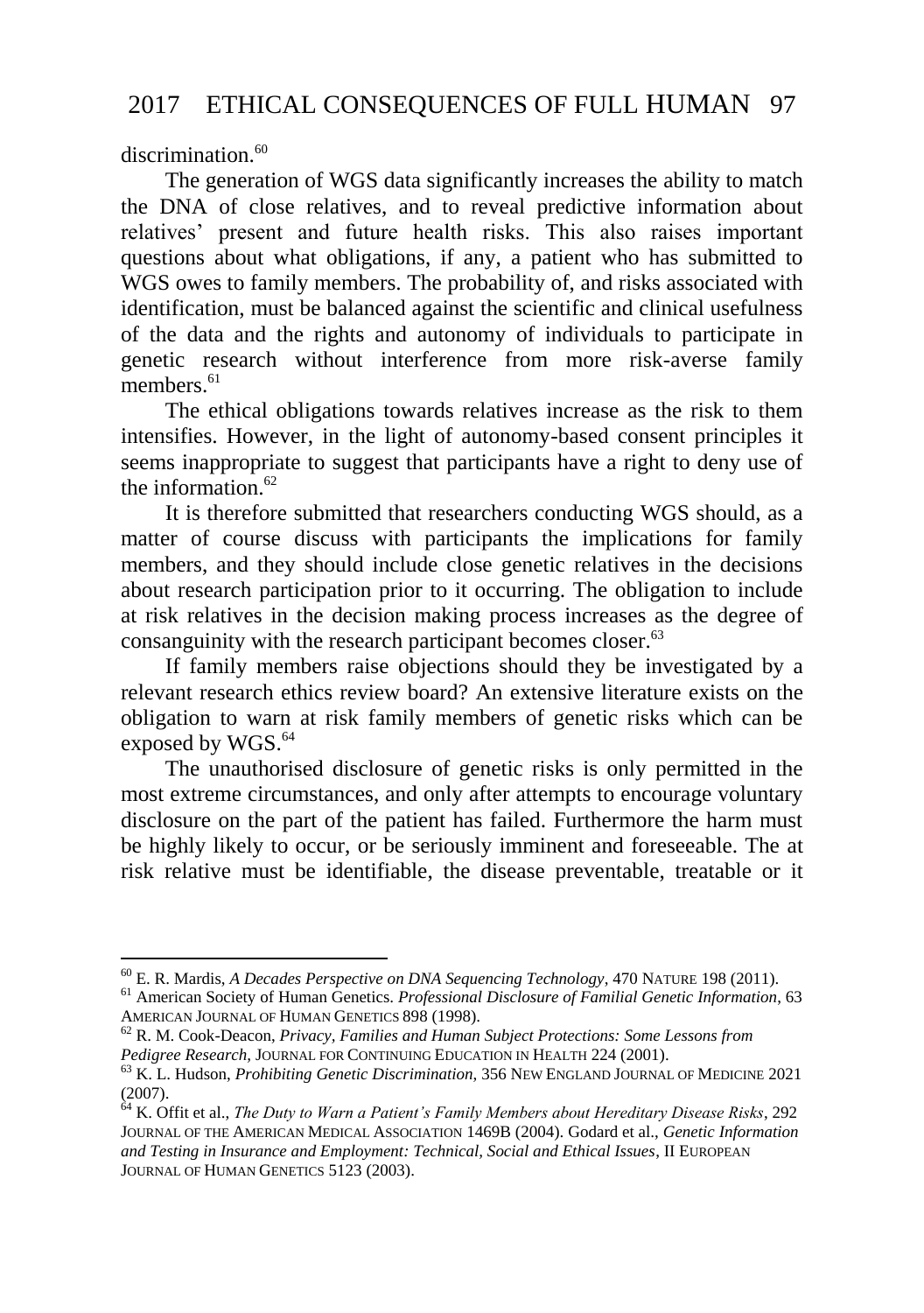discrimination.[60]

The generation of WGS data significantly increases the ability to match the DNA of close relatives, and to reveal predictive information about relatives' present and future health risks. This also raises important questions about what obligations, if any, a patient who has submitted to WGS owes to family members. The probability of, and risks associated with identification, must be balanced against the scientific and clinical usefulness of the data and the rights and autonomy of individuals to participate in genetic research without interference from more risk-averse family members.[61]

The ethical obligations towards relatives increase as the risk to them intensifies. However, in the light of autonomy-based consent principles it seems inappropriate to suggest that participants have a right to deny use of the information.[62]

It is therefore submitted that researchers conducting WGS should, as a matter of course discuss with participants the implications for family members, and they should include close genetic relatives in the decisions about research participation prior to it occurring. The obligation to include at risk relatives in the decision making process increases as the degree of consanguinity with the research participant becomes closer.[63]

If family members raise objections should they be investigated by a relevant research ethics review board? An extensive literature exists on the obligation to warn at risk family members of genetic risks which can be exposed by WGS.[64]

The unauthorised disclosure of genetic risks is only permitted in the most extreme circumstances, and only after attempts to encourage voluntary disclosure on the part of the patient has failed. Furthermore the harm must be highly likely to occur, or be seriously imminent and foreseeable. The at risk relative must be identifiable, the disease preventable, treatable or it

---

[60] E. R. Mardis, *A Decades Perspective on DNA Sequencing Technology*, 470 NATURE 198 (2011).

[61] American Society of Human Genetics. *Professional Disclosure of Familial Genetic Information*, 63 AMERICAN JOURNAL OF HUMAN GENETICS 898 (1998).

[62] R. M. Cook-Deacon, *Privacy, Families and Human Subject Protections: Some Lessons from Pedigree Research*, JOURNAL FOR CONTINUING EDUCATION IN HEALTH 224 (2001).

[63] K. L. Hudson, *Prohibiting Genetic Discrimination*, 356 NEW ENGLAND JOURNAL OF MEDICINE 2021 (2007).

[64] K. Offit et al., *The Duty to Warn a Patient's Family Members about Hereditary Disease Risks*, 292 JOURNAL OF THE AMERICAN MEDICAL ASSOCIATION 1469B (2004). Godard et al., *Genetic Information and Testing in Insurance and Employment: Technical, Social and Ethical Issues*, II EUROPEAN JOURNAL OF HUMAN GENETICS 5123 (2003).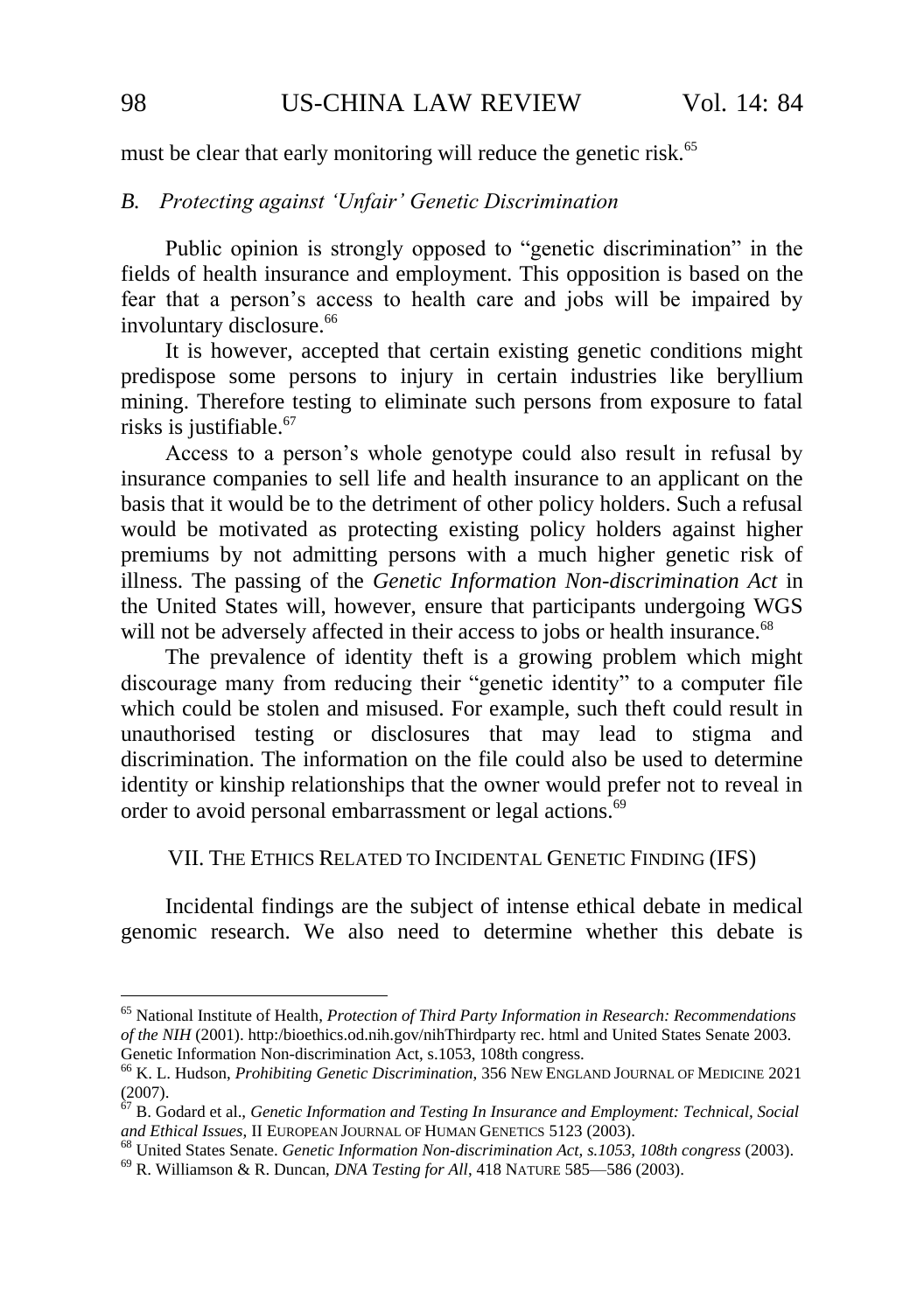must be clear that early monitoring will reduce the genetic risk.[65]

### *B. Protecting against 'Unfair' Genetic Discrimination*

Public opinion is strongly opposed to "genetic discrimination" in the fields of health insurance and employment. This opposition is based on the fear that a person's access to health care and jobs will be impaired by involuntary disclosure.[66]

It is however, accepted that certain existing genetic conditions might predispose some persons to injury in certain industries like beryllium mining. Therefore testing to eliminate such persons from exposure to fatal risks is justifiable.[67]

Access to a person's whole genotype could also result in refusal by insurance companies to sell life and health insurance to an applicant on the basis that it would be to the detriment of other policy holders. Such a refusal would be motivated as protecting existing policy holders against higher premiums by not admitting persons with a much higher genetic risk of illness. The passing of the *Genetic Information Non-discrimination Act* in the United States will, however, ensure that participants undergoing WGS will not be adversely affected in their access to jobs or health insurance.[68]

The prevalence of identity theft is a growing problem which might discourage many from reducing their "genetic identity" to a computer file which could be stolen and misused. For example, such theft could result in unauthorised testing or disclosures that may lead to stigma and discrimination. The information on the file could also be used to determine identity or kinship relationships that the owner would prefer not to reveal in order to avoid personal embarrassment or legal actions.[69]

## VII. THE ETHICS RELATED TO INCIDENTAL GENETIC FINDING (IFS)

Incidental findings are the subject of intense ethical debate in medical genomic research. We also need to determine whether this debate is

---

[65] National Institute of Health, *Protection of Third Party Information in Research: Recommendations of the NIH* (2001). http:/bioethics.od.nih.gov/nihThirdparty rec. html and United States Senate 2003. Genetic Information Non-discrimination Act, s.1053, 108th congress.

[66] K. L. Hudson, *Prohibiting Genetic Discrimination*, 356 NEW ENGLAND JOURNAL OF MEDICINE 2021 (2007).

[67] B. Godard et al., *Genetic Information and Testing In Insurance and Employment: Technical, Social and Ethical Issues*, II EUROPEAN JOURNAL OF HUMAN GENETICS 5123 (2003).

[68] United States Senate. *Genetic Information Non-discrimination Act, s.1053, 108th congress* (2003).

[69] R. Williamson & R. Duncan, *DNA Testing for All*, 418 NATURE 585—586 (2003).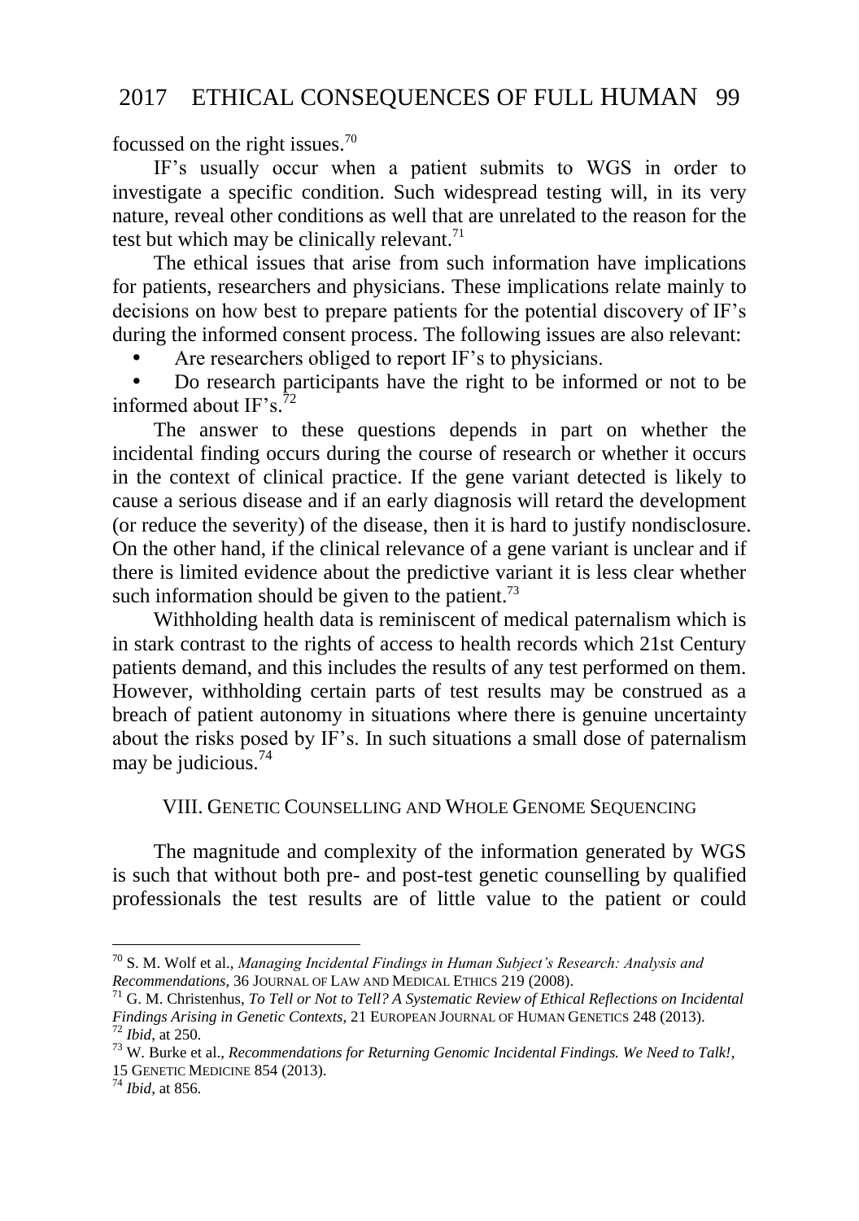focussed on the right issues.[70]

IF's usually occur when a patient submits to WGS in order to investigate a specific condition. Such widespread testing will, in its very nature, reveal other conditions as well that are unrelated to the reason for the test but which may be clinically relevant.[71]

The ethical issues that arise from such information have implications for patients, researchers and physicians. These implications relate mainly to decisions on how best to prepare patients for the potential discovery of IF's during the informed consent process. The following issues are also relevant:

- Are researchers obliged to report IF's to physicians.
- Do research participants have the right to be informed or not to be informed about IF's.[72]

The answer to these questions depends in part on whether the incidental finding occurs during the course of research or whether it occurs in the context of clinical practice. If the gene variant detected is likely to cause a serious disease and if an early diagnosis will retard the development (or reduce the severity) of the disease, then it is hard to justify nondisclosure. On the other hand, if the clinical relevance of a gene variant is unclear and if there is limited evidence about the predictive variant it is less clear whether such information should be given to the patient.[73]

Withholding health data is reminiscent of medical paternalism which is in stark contrast to the rights of access to health records which 21st Century patients demand, and this includes the results of any test performed on them. However, withholding certain parts of test results may be construed as a breach of patient autonomy in situations where there is genuine uncertainty about the risks posed by IF's. In such situations a small dose of paternalism may be judicious.[74]

## VIII. GENETIC COUNSELLING AND WHOLE GENOME SEQUENCING

The magnitude and complexity of the information generated by WGS is such that without both pre- and post-test genetic counselling by qualified professionals the test results are of little value to the patient or could

---

[70] S. M. Wolf et al., *Managing Incidental Findings in Human Subject's Research: Analysis and Recommendations*, 36 JOURNAL OF LAW AND MEDICAL ETHICS 219 (2008).

[71] G. M. Christenhus, *To Tell or Not to Tell? A Systematic Review of Ethical Reflections on Incidental Findings Arising in Genetic Contexts*, 21 EUROPEAN JOURNAL OF HUMAN GENETICS 248 (2013).

[72] *Ibid*, at 250.

[73] W. Burke et al., *Recommendations for Returning Genomic Incidental Findings. We Need to Talk!*, 15 GENETIC MEDICINE 854 (2013).

[74] *Ibid*, at 856.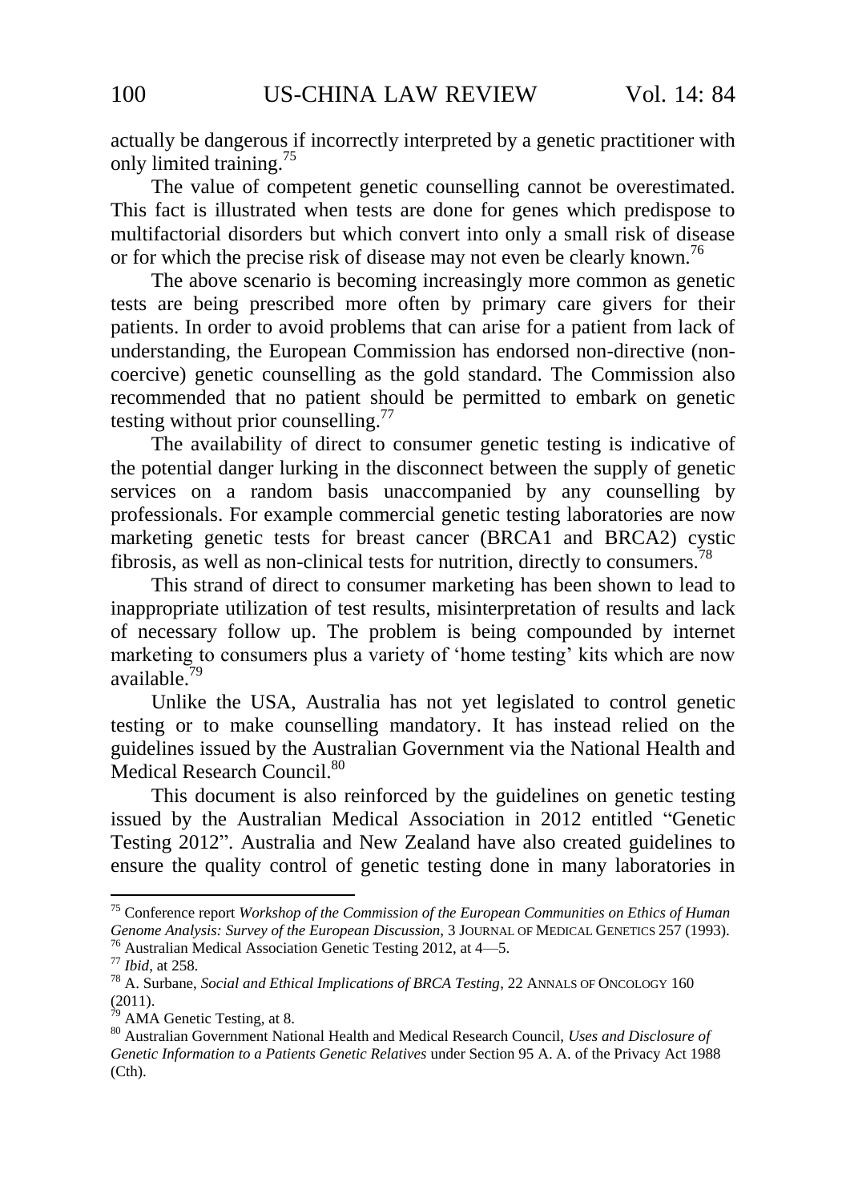actually be dangerous if incorrectly interpreted by a genetic practitioner with only limited training.[75]

The value of competent genetic counselling cannot be overestimated. This fact is illustrated when tests are done for genes which predispose to multifactorial disorders but which convert into only a small risk of disease or for which the precise risk of disease may not even be clearly known.[76]

The above scenario is becoming increasingly more common as genetic tests are being prescribed more often by primary care givers for their patients. In order to avoid problems that can arise for a patient from lack of understanding, the European Commission has endorsed non-directive (non-coercive) genetic counselling as the gold standard. The Commission also recommended that no patient should be permitted to embark on genetic testing without prior counselling.[77]

The availability of direct to consumer genetic testing is indicative of the potential danger lurking in the disconnect between the supply of genetic services on a random basis unaccompanied by any counselling by professionals. For example commercial genetic testing laboratories are now marketing genetic tests for breast cancer (BRCA1 and BRCA2) cystic fibrosis, as well as non-clinical tests for nutrition, directly to consumers.[78]

This strand of direct to consumer marketing has been shown to lead to inappropriate utilization of test results, misinterpretation of results and lack of necessary follow up. The problem is being compounded by internet marketing to consumers plus a variety of 'home testing' kits which are now available.[79]

Unlike the USA, Australia has not yet legislated to control genetic testing or to make counselling mandatory. It has instead relied on the guidelines issued by the Australian Government via the National Health and Medical Research Council.[80]

This document is also reinforced by the guidelines on genetic testing issued by the Australian Medical Association in 2012 entitled "Genetic Testing 2012". Australia and New Zealand have also created guidelines to ensure the quality control of genetic testing done in many laboratories in

---

[75] Conference report *Workshop of the Commission of the European Communities on Ethics of Human Genome Analysis: Survey of the European Discussion*, 3 JOURNAL OF MEDICAL GENETICS 257 (1993).

[76] Australian Medical Association Genetic Testing 2012, at 4—5.

[77] *Ibid*, at 258.

[78] A. Surbane, *Social and Ethical Implications of BRCA Testing*, 22 ANNALS OF ONCOLOGY 160 (2011).

[79] AMA Genetic Testing, at 8.

[80] Australian Government National Health and Medical Research Council, *Uses and Disclosure of Genetic Information to a Patients Genetic Relatives* under Section 95 A. A. of the Privacy Act 1988 (Cth).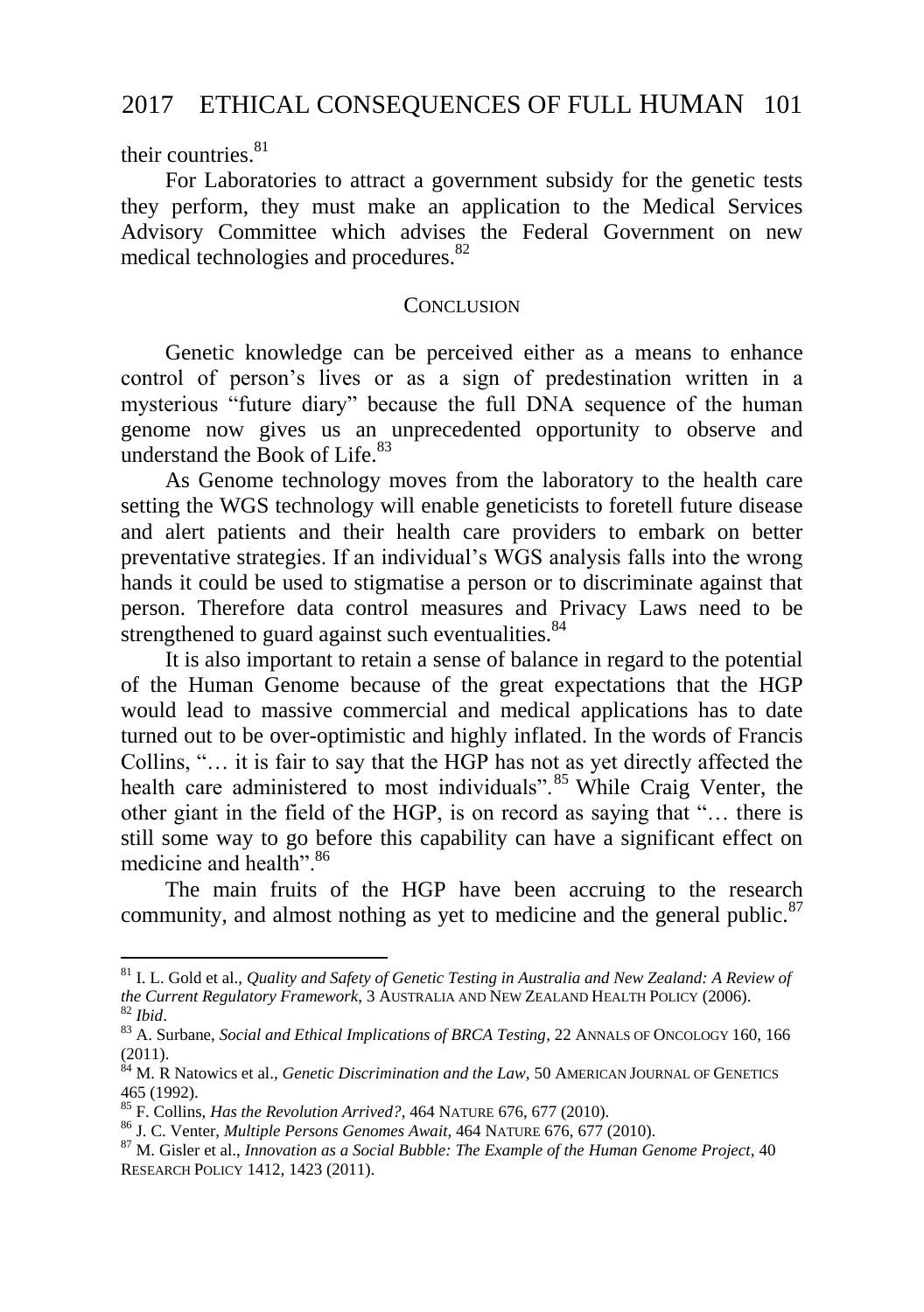their countries.[81]

For Laboratories to attract a government subsidy for the genetic tests they perform, they must make an application to the Medical Services Advisory Committee which advises the Federal Government on new medical technologies and procedures.[82]

## CONCLUSION

Genetic knowledge can be perceived either as a means to enhance control of person's lives or as a sign of predestination written in a mysterious "future diary" because the full DNA sequence of the human genome now gives us an unprecedented opportunity to observe and understand the Book of Life.[83]

As Genome technology moves from the laboratory to the health care setting the WGS technology will enable geneticists to foretell future disease and alert patients and their health care providers to embark on better preventative strategies. If an individual's WGS analysis falls into the wrong hands it could be used to stigmatise a person or to discriminate against that person. Therefore data control measures and Privacy Laws need to be strengthened to guard against such eventualities.[84]

It is also important to retain a sense of balance in regard to the potential of the Human Genome because of the great expectations that the HGP would lead to massive commercial and medical applications has to date turned out to be over-optimistic and highly inflated. In the words of Francis Collins, "… it is fair to say that the HGP has not as yet directly affected the health care administered to most individuals".[85] While Craig Venter, the other giant in the field of the HGP, is on record as saying that "… there is still some way to go before this capability can have a significant effect on medicine and health".[86]

The main fruits of the HGP have been accruing to the research community, and almost nothing as yet to medicine and the general public.[87]

---

[81] I. L. Gold et al., *Quality and Safety of Genetic Testing in Australia and New Zealand: A Review of the Current Regulatory Framework*, 3 AUSTRALIA AND NEW ZEALAND HEALTH POLICY (2006).

[82] *Ibid*.

[83] A. Surbane, *Social and Ethical Implications of BRCA Testing*, 22 ANNALS OF ONCOLOGY 160, 166 (2011).

[84] M. R Natowics et al., *Genetic Discrimination and the Law*, 50 AMERICAN JOURNAL OF GENETICS 465 (1992).

[85] F. Collins, *Has the Revolution Arrived?*, 464 NATURE 676, 677 (2010).

[86] J. C. Venter, *Multiple Persons Genomes Await*, 464 NATURE 676, 677 (2010).

[87] M. Gisler et al., *Innovation as a Social Bubble: The Example of the Human Genome Project*, 40 RESEARCH POLICY 1412, 1423 (2011).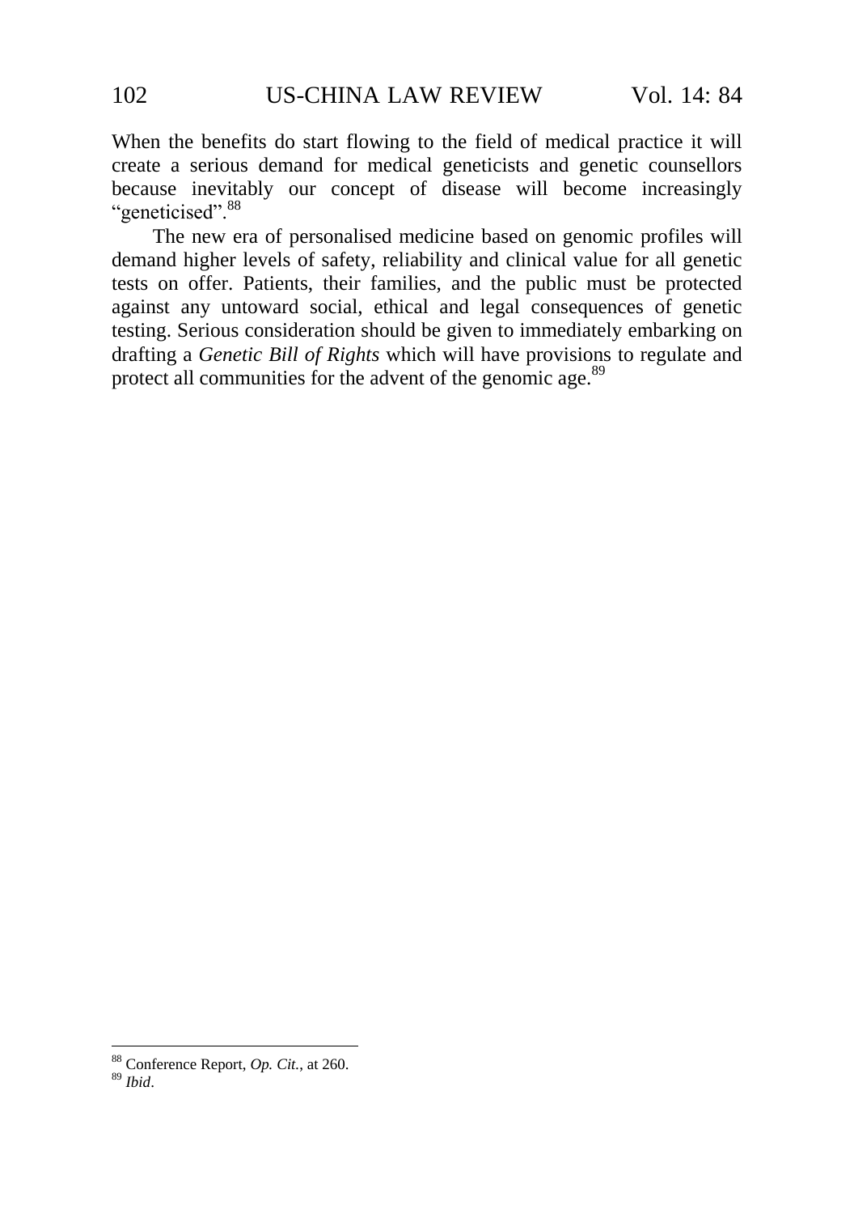When the benefits do start flowing to the field of medical practice it will create a serious demand for medical geneticists and genetic counsellors because inevitably our concept of disease will become increasingly "geneticised".[88]

The new era of personalised medicine based on genomic profiles will demand higher levels of safety, reliability and clinical value for all genetic tests on offer. Patients, their families, and the public must be protected against any untoward social, ethical and legal consequences of genetic testing. Serious consideration should be given to immediately embarking on drafting a *Genetic Bill of Rights* which will have provisions to regulate and protect all communities for the advent of the genomic age.[89]

---

[88] Conference Report, *Op. Cit.*, at 260.

[89] *Ibid*.